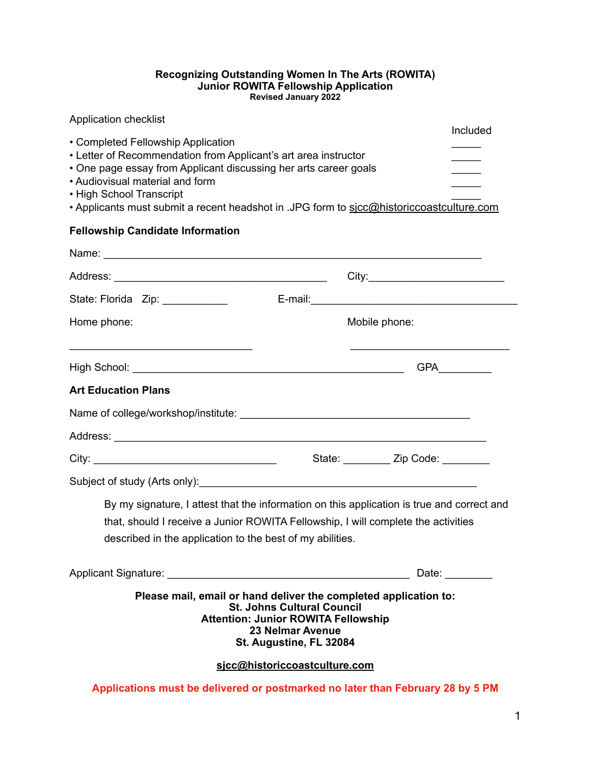**Recognizing Outstanding Women In The Arts (ROWITA)**
**Junior ROWITA Fellowship Application**
**Revised January 2022**

Application checklist

| | Included |
|---|---|
| • Completed Fellowship Application | _____ |
| • Letter of Recommendation from Applicant's art area instructor | _____ |
| • One page essay from Applicant discussing her arts career goals | _____ |
| • Audiovisual material and form | _____ |
| • High School Transcript | _____ |

• Applicants must submit a recent headshot in .JPG form to sjcc@historiccoastculture.com

**Fellowship Candidate Information**

Name: ____________________________________________________________

Address: ___________________________________ City:_______________________

State: Florida Zip: ___________ E-mail:____________________________________

Home phone: _____________________________ Mobile phone: ___________________________

High School: _____________________________________________ GPA_________

**Art Education Plans**

Name of college/workshop/institute: ______________________________________

Address: ____________________________________________________________

City: ______________________________ State: ________ Zip Code: ________

Subject of study (Arts only):_______________________________________________

By my signature, I attest that the information on this application is true and correct and that, should I receive a Junior ROWITA Fellowship, I will complete the activities described in the application to the best of my abilities.

Applicant Signature: _______________________________________ Date: ________

**Please mail, email or hand deliver the completed application to:**
**St. Johns Cultural Council**
**Attention: Junior ROWITA Fellowship**
**23 Nelmar Avenue**
**St. Augustine, FL 32084**

**sjcc@historiccoastculture.com**

**Applications must be delivered or postmarked no later than February 28 by 5 PM**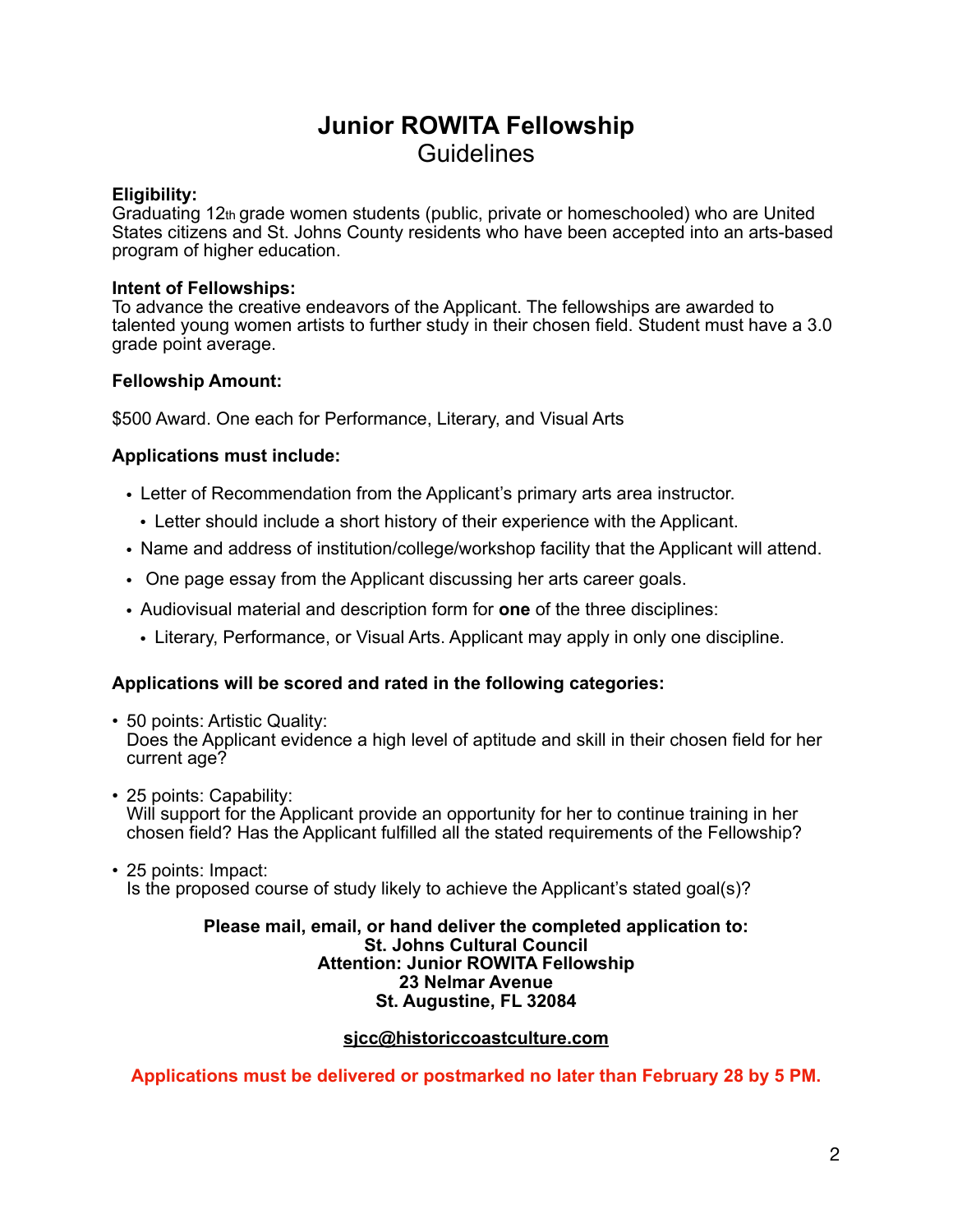# Junior ROWITA Fellowship
## Guidelines

**Eligibility:**
Graduating 12th grade women students (public, private or homeschooled) who are United States citizens and St. Johns County residents who have been accepted into an arts-based program of higher education.

**Intent of Fellowships:**
To advance the creative endeavors of the Applicant. The fellowships are awarded to talented young women artists to further study in their chosen field. Student must have a 3.0 grade point average.

**Fellowship Amount:**

$500 Award. One each for Performance, Literary, and Visual Arts

**Applications must include:**

- Letter of Recommendation from the Applicant's primary arts area instructor.
  - Letter should include a short history of their experience with the Applicant.
- Name and address of institution/college/workshop facility that the Applicant will attend.
- One page essay from the Applicant discussing her arts career goals.
- Audiovisual material and description form for **one** of the three disciplines:
  - Literary, Performance, or Visual Arts. Applicant may apply in only one discipline.

**Applications will be scored and rated in the following categories:**

- 50 points: Artistic Quality:
  Does the Applicant evidence a high level of aptitude and skill in their chosen field for her current age?
- 25 points: Capability:
  Will support for the Applicant provide an opportunity for her to continue training in her chosen field? Has the Applicant fulfilled all the stated requirements of the Fellowship?
- 25 points: Impact:
  Is the proposed course of study likely to achieve the Applicant's stated goal(s)?

**Please mail, email, or hand deliver the completed application to:**
**St. Johns Cultural Council**
**Attention: Junior ROWITA Fellowship**
**23 Nelmar Avenue**
**St. Augustine, FL 32084**

**sjcc@historiccoastculture.com**

**Applications must be delivered or postmarked no later than February 28 by 5 PM.**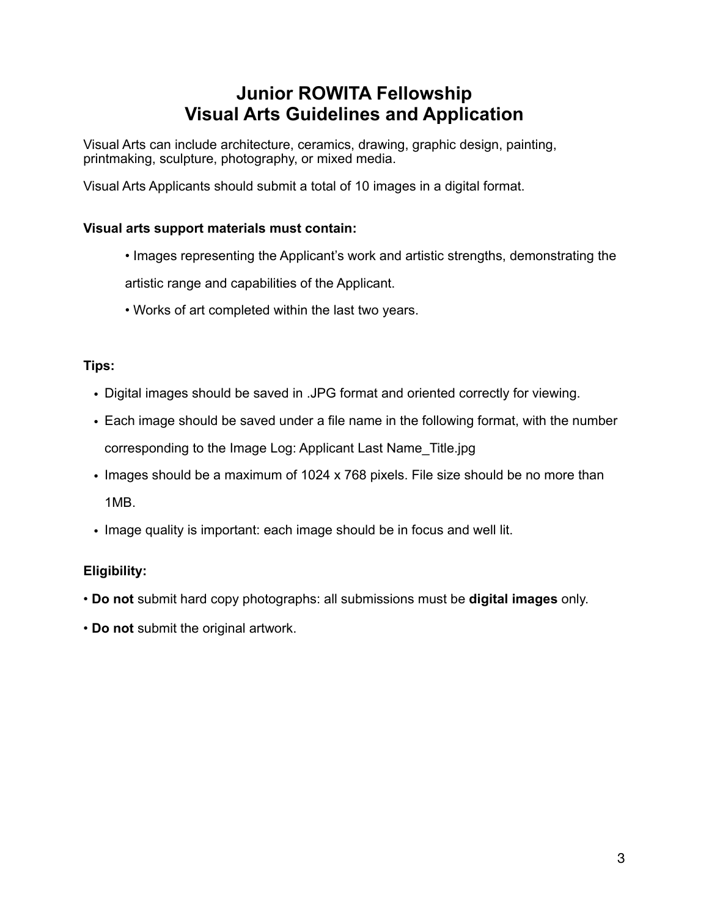# Junior ROWITA Fellowship
# Visual Arts Guidelines and Application

Visual Arts can include architecture, ceramics, drawing, graphic design, painting, printmaking, sculpture, photography, or mixed media.

Visual Arts Applicants should submit a total of 10 images in a digital format.

**Visual arts support materials must contain:**

- Images representing the Applicant's work and artistic strengths, demonstrating the artistic range and capabilities of the Applicant.
- Works of art completed within the last two years.

**Tips:**

- Digital images should be saved in .JPG format and oriented correctly for viewing.
- Each image should be saved under a file name in the following format, with the number corresponding to the Image Log: Applicant Last Name_Title.jpg
- Images should be a maximum of 1024 x 768 pixels. File size should be no more than 1MB.
- Image quality is important: each image should be in focus and well lit.

**Eligibility:**

- **Do not** submit hard copy photographs: all submissions must be **digital images** only.
- **Do not** submit the original artwork.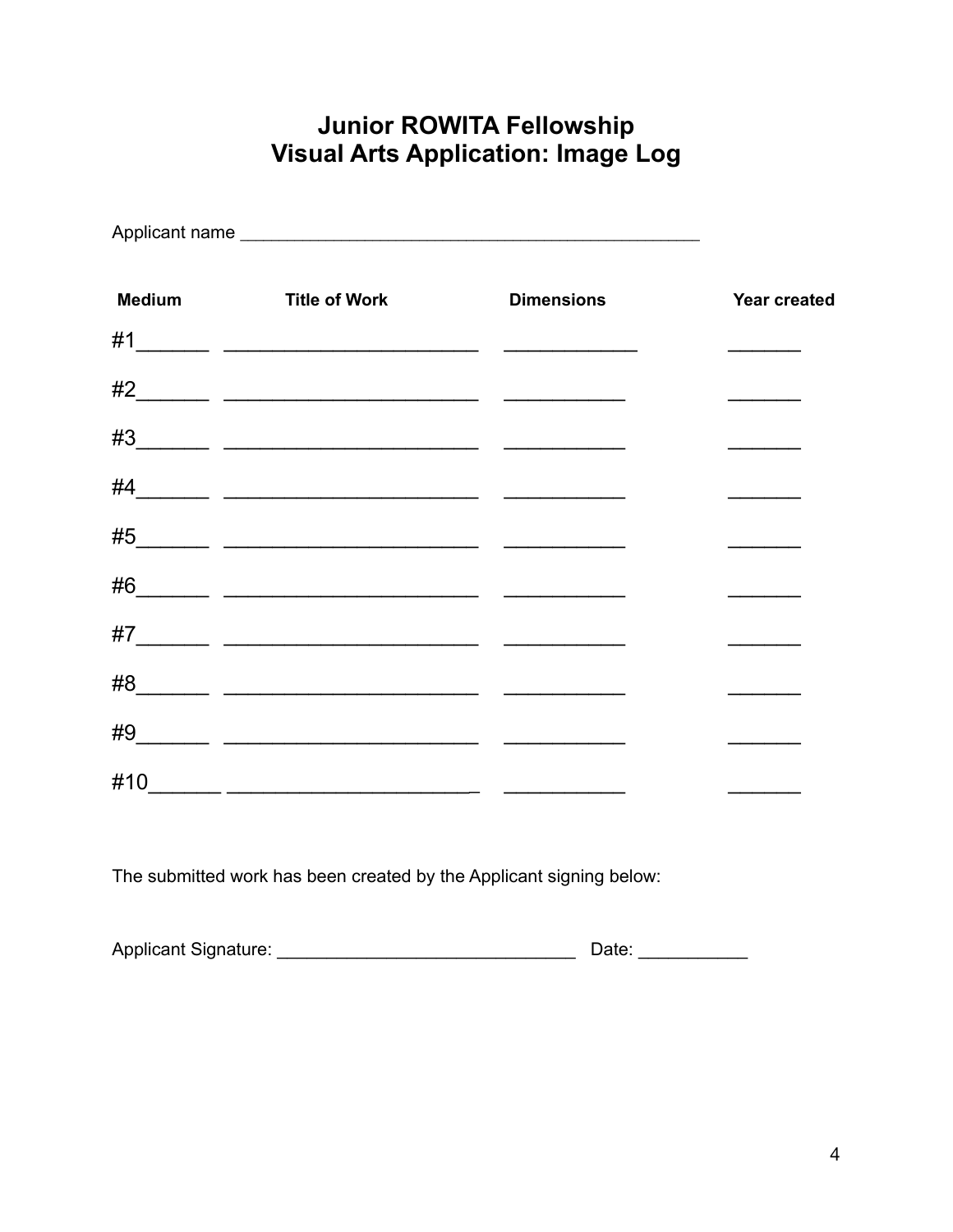# Junior ROWITA Fellowship
# Visual Arts Application: Image Log

Applicant name ________________________________________________

| Medium | Title of Work | Dimensions | Year created |
| --- | --- | --- | --- |
| #1______ | ______________________ | ___________ | ______ |
| #2______ | ______________________ | ___________ | ______ |
| #3______ | ______________________ | ___________ | ______ |
| #4______ | ______________________ | ___________ | ______ |
| #5______ | ______________________ | ___________ | ______ |
| #6______ | ______________________ | ___________ | ______ |
| #7______ | ______________________ | ___________ | ______ |
| #8______ | ______________________ | ___________ | ______ |
| #9______ | ______________________ | ___________ | ______ |
| #10______ | ______________________ | ___________ | ______ |

The submitted work has been created by the Applicant signing below:

Applicant Signature: ______________________________ Date: ___________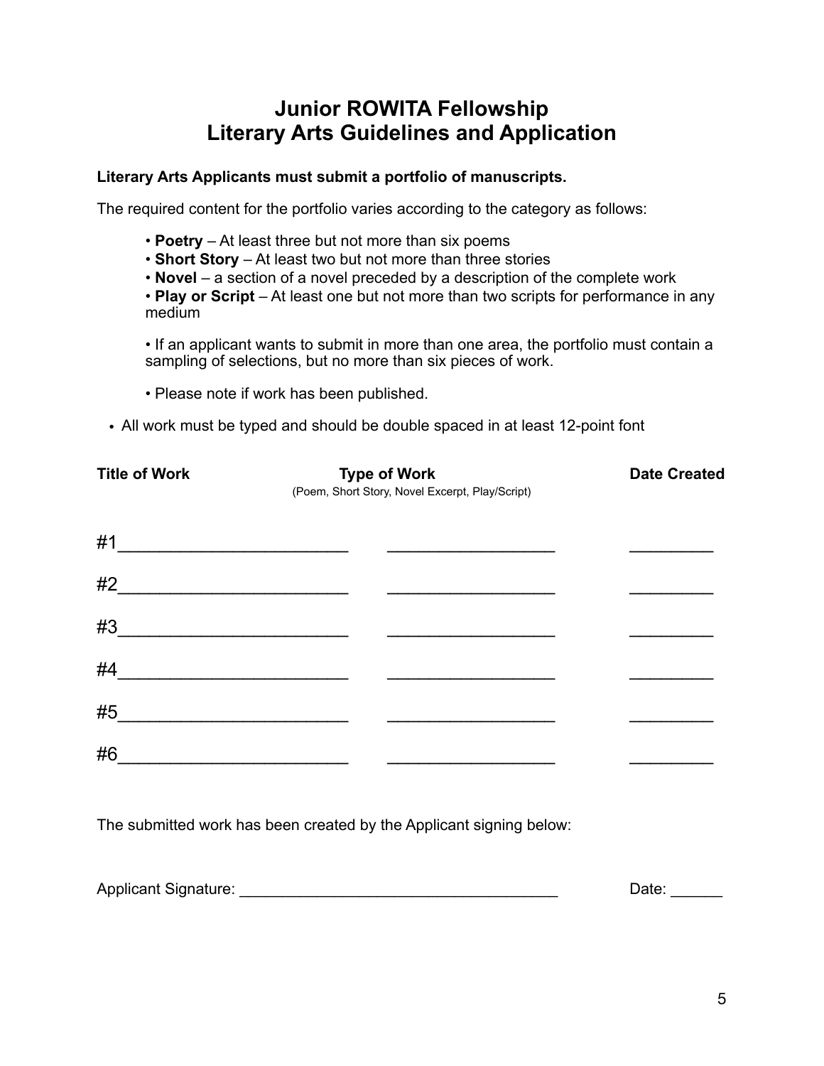# Junior ROWITA Fellowship
# Literary Arts Guidelines and Application

**Literary Arts Applicants must submit a portfolio of manuscripts.**

The required content for the portfolio varies according to the category as follows:

- **Poetry** – At least three but not more than six poems
- **Short Story** – At least two but not more than three stories
- **Novel** – a section of a novel preceded by a description of the complete work
- **Play or Script** – At least one but not more than two scripts for performance in any medium

- If an applicant wants to submit in more than one area, the portfolio must contain a sampling of selections, but no more than six pieces of work.

- Please note if work has been published.

- All work must be typed and should be double spaced in at least 12-point font

| **Title of Work** | **Type of Work** (Poem, Short Story, Novel Excerpt, Play/Script) | **Date Created** |
|---|---|---|
| #1 | | |
| #2 | | |
| #3 | | |
| #4 | | |
| #5 | | |
| #6 | | |

The submitted work has been created by the Applicant signing below:

Applicant Signature: ____________________________________ Date: ______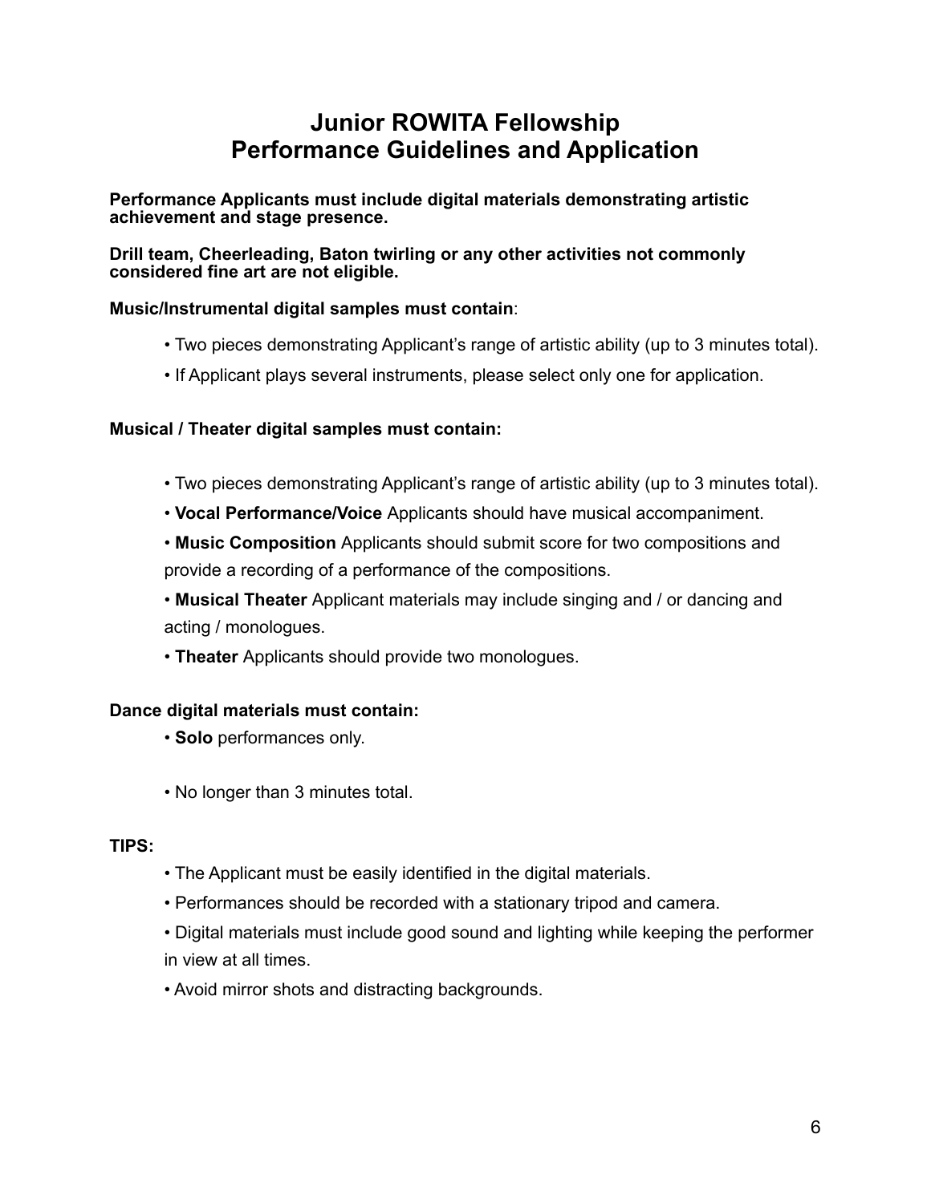# Junior ROWITA Fellowship
# Performance Guidelines and Application

**Performance Applicants must include digital materials demonstrating artistic achievement and stage presence.**

**Drill team, Cheerleading, Baton twirling or any other activities not commonly considered fine art are not eligible.**

**Music/Instrumental digital samples must contain**:

- Two pieces demonstrating Applicant's range of artistic ability (up to 3 minutes total).
- If Applicant plays several instruments, please select only one for application.

**Musical / Theater digital samples must contain:**

- Two pieces demonstrating Applicant's range of artistic ability (up to 3 minutes total).
- **Vocal Performance/Voice** Applicants should have musical accompaniment.
- **Music Composition** Applicants should submit score for two compositions and provide a recording of a performance of the compositions.
- **Musical Theater** Applicant materials may include singing and / or dancing and acting / monologues.
- **Theater** Applicants should provide two monologues.

**Dance digital materials must contain:**

- **Solo** performances only.
- No longer than 3 minutes total.

**TIPS:**

- The Applicant must be easily identified in the digital materials.
- Performances should be recorded with a stationary tripod and camera.
- Digital materials must include good sound and lighting while keeping the performer in view at all times.
- Avoid mirror shots and distracting backgrounds.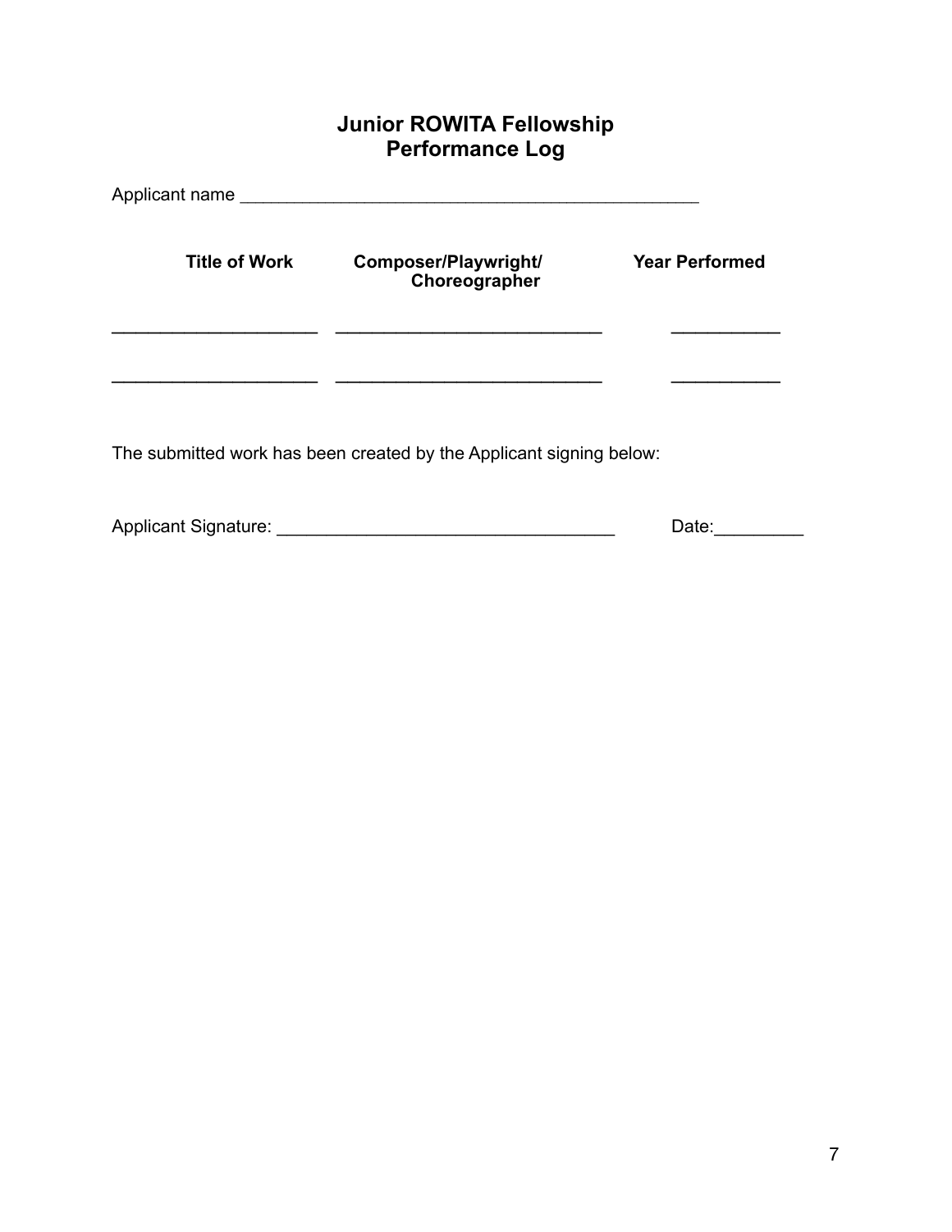# Junior ROWITA Fellowship
## Performance Log

Applicant name ______________________________________________

| Title of Work | Composer/Playwright/ Choreographer | Year Performed |
| --- | --- | --- |
| ____________________ | __________________________ | ___________ |
| ____________________ | __________________________ | ___________ |

The submitted work has been created by the Applicant signing below:

Applicant Signature: __________________________________ Date:_________